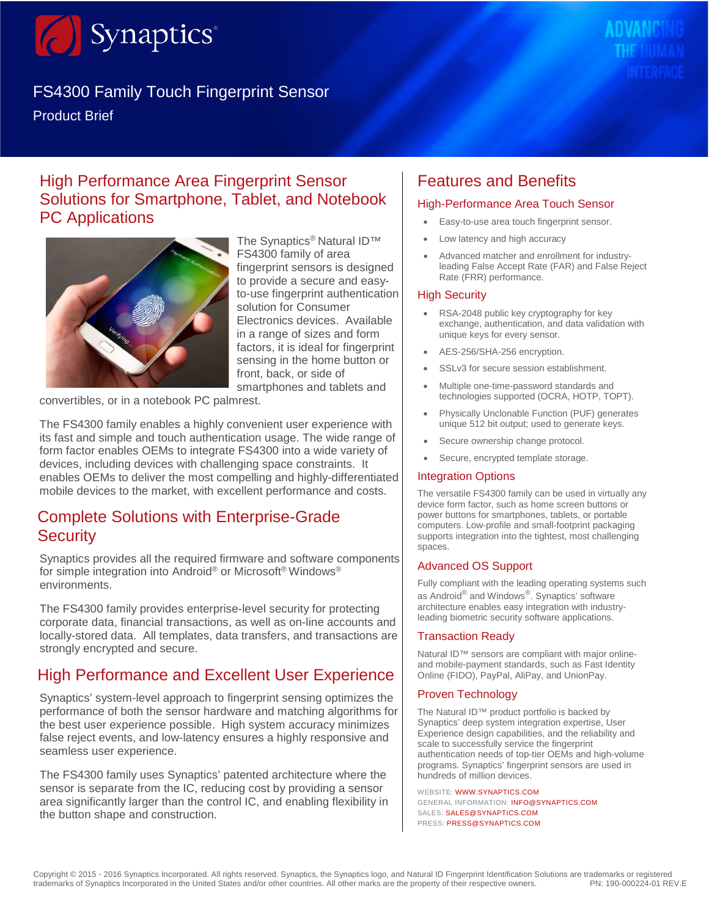# FS4300 Family Touch Fingerprint Sensor

Product Brief

## High Performance Area Fingerprint Sensor Solutions for Smartphone, Tablet, and Notebook PC Applications

The Synaptics® Natural ID™ FS4300 family of area fingerprint sensors is designed to provide a secure and easy-to-use fingerprint authentication solution for Consumer Electronics devices. Available in a range of sizes and form factors, it is ideal for fingerprint sensing in the home button or front, back, or side of smartphones and tablets and convertibles, or in a notebook PC palmrest.

The FS4300 family enables a highly convenient user experience with its fast and simple and touch authentication usage. The wide range of form factor enables OEMs to integrate FS4300 into a wide variety of devices, including devices with challenging space constraints. It enables OEMs to deliver the most compelling and highly-differentiated mobile devices to the market, with excellent performance and costs.

## Complete Solutions with Enterprise-Grade Security

Synaptics provides all the required firmware and software components for simple integration into Android® or Microsoft® Windows® environments.

The FS4300 family provides enterprise-level security for protecting corporate data, financial transactions, as well as on-line accounts and locally-stored data. All templates, data transfers, and transactions are strongly encrypted and secure.

## High Performance and Excellent User Experience

Synaptics' system-level approach to fingerprint sensing optimizes the performance of both the sensor hardware and matching algorithms for the best user experience possible. High system accuracy minimizes false reject events, and low-latency ensures a highly responsive and seamless user experience.

The FS4300 family uses Synaptics' patented architecture where the sensor is separate from the IC, reducing cost by providing a sensor area significantly larger than the control IC, and enabling flexibility in the button shape and construction.

## Features and Benefits

### High-Performance Area Touch Sensor

- Easy-to-use area touch fingerprint sensor.
- Low latency and high accuracy
- Advanced matcher and enrollment for industry-leading False Accept Rate (FAR) and False Reject Rate (FRR) performance.

### High Security

- RSA-2048 public key cryptography for key exchange, authentication, and data validation with unique keys for every sensor.
- AES-256/SHA-256 encryption.
- SSLv3 for secure session establishment.
- Multiple one-time-password standards and technologies supported (OCRA, HOTP, TOPT).
- Physically Unclonable Function (PUF) generates unique 512 bit output; used to generate keys.
- Secure ownership change protocol.
- Secure, encrypted template storage.

### Integration Options

The versatile FS4300 family can be used in virtually any device form factor, such as home screen buttons or power buttons for smartphones, tablets, or portable computers. Low-profile and small-footprint packaging supports integration into the tightest, most challenging spaces.

### Advanced OS Support

Fully compliant with the leading operating systems such as Android® and Windows®. Synaptics' software architecture enables easy integration with industry-leading biometric security software applications.

### Transaction Ready

Natural ID™ sensors are compliant with major online- and mobile-payment standards, such as Fast Identity Online (FIDO), PayPal, AliPay, and UnionPay.

### Proven Technology

The Natural ID™ product portfolio is backed by Synaptics' deep system integration expertise, User Experience design capabilities, and the reliability and scale to successfully service the fingerprint authentication needs of top-tier OEMs and high-volume programs. Synaptics' fingerprint sensors are used in hundreds of million devices.

WEBSITE: WWW.SYNAPTICS.COM
GENERAL INFORMATION: INFO@SYNAPTICS.COM
SALES: SALES@SYNAPTICS.COM
PRESS: PRESS@SYNAPTICS.COM

Copyright © 2015 - 2016 Synaptics Incorporated. All rights reserved. Synaptics, the Synaptics logo, and Natural ID Fingerprint Identification Solutions are trademarks or registered trademarks of Synaptics Incorporated in the United States and/or other countries. All other marks are the property of their respective owners. PN: 190-000224-01 REV.E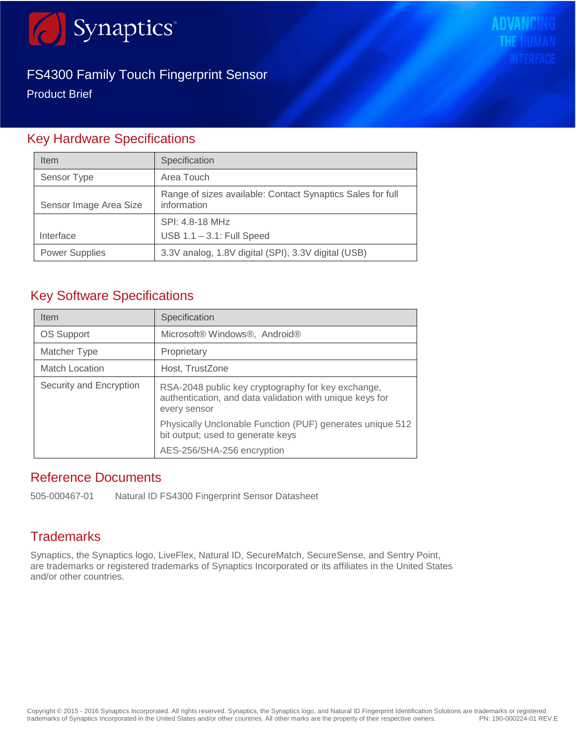# FS4300 Family Touch Fingerprint Sensor

Product Brief

## Key Hardware Specifications

| Item | Specification |
|---|---|
| Sensor Type | Area Touch |
| Sensor Image Area Size | Range of sizes available: Contact Synaptics Sales for full information |
| Interface | SPI: 4.8-18 MHz<br>USB 1.1 – 3.1: Full Speed |
| Power Supplies | 3.3V analog, 1.8V digital (SPI), 3.3V digital (USB) |

## Key Software Specifications

| Item | Specification |
|---|---|
| OS Support | Microsoft® Windows®, Android® |
| Matcher Type | Proprietary |
| Match Location | Host, TrustZone |
| Security and Encryption | RSA-2048 public key cryptography for key exchange, authentication, and data validation with unique keys for every sensor<br>Physically Unclonable Function (PUF) generates unique 512 bit output; used to generate keys<br>AES-256/SHA-256 encryption |

## Reference Documents

505-000467-01 Natural ID FS4300 Fingerprint Sensor Datasheet

## Trademarks

Synaptics, the Synaptics logo, LiveFlex, Natural ID, SecureMatch, SecureSense, and Sentry Point, are trademarks or registered trademarks of Synaptics Incorporated or its affiliates in the United States and/or other countries.

Copyright © 2015 - 2016 Synaptics Incorporated. All rights reserved. Synaptics, the Synaptics logo, and Natural ID Fingerprint Identification Solutions are trademarks or registered trademarks of Synaptics Incorporated in the United States and/or other countries. All other marks are the property of their respective owners. PN: 190-000224-01 REV.E